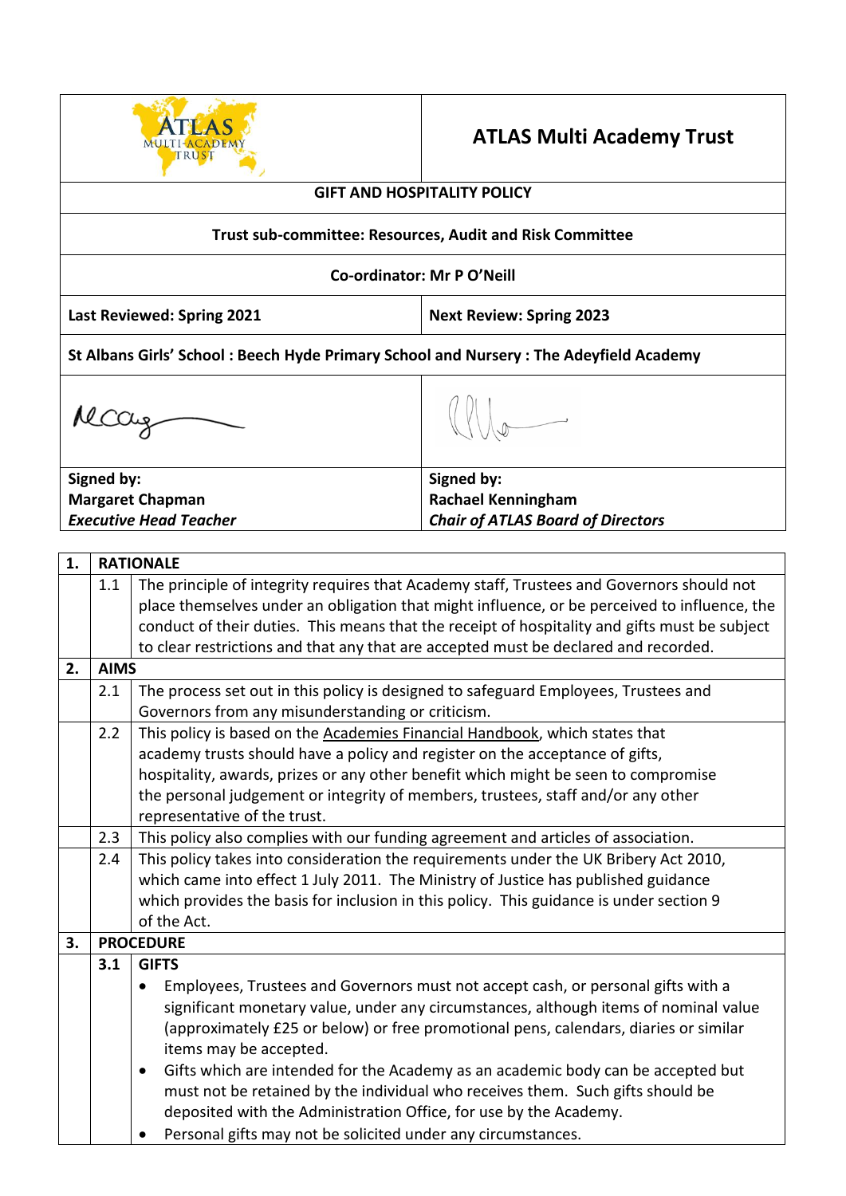# ATLAS Multi Academy Trust

**GIFT AND HOSPITALITY POLICY**

**Trust sub-committee: Resources, Audit and Risk Committee**

**Co-ordinator: Mr P O'Neill**

| **Last Reviewed: Spring 2021** | **Next Review: Spring 2023** |
|---|---|

**St Albans Girls' School : Beech Hyde Primary School and Nursery : The Adeyfield Academy**

| **Signed by:**<br>**Margaret Chapman**<br>***Executive Head Teacher*** | **Signed by:**<br>**Rachael Kenningham**<br>***Chair of ATLAS Board of Directors*** |
|---|---|

| | | |
|---|---|---|
| **1.** | **RATIONALE** | |
| | 1.1 | The principle of integrity requires that Academy staff, Trustees and Governors should not place themselves under an obligation that might influence, or be perceived to influence, the conduct of their duties. This means that the receipt of hospitality and gifts must be subject to clear restrictions and that any that are accepted must be declared and recorded. |
| **2.** | **AIMS** | |
| | 2.1 | The process set out in this policy is designed to safeguard Employees, Trustees and Governors from any misunderstanding or criticism. |
| | 2.2 | This policy is based on the Academies Financial Handbook, which states that academy trusts should have a policy and register on the acceptance of gifts, hospitality, awards, prizes or any other benefit which might be seen to compromise the personal judgement or integrity of members, trustees, staff and/or any other representative of the trust. |
| | 2.3 | This policy also complies with our funding agreement and articles of association. |
| | 2.4 | This policy takes into consideration the requirements under the UK Bribery Act 2010, which came into effect 1 July 2011. The Ministry of Justice has published guidance which provides the basis for inclusion in this policy. This guidance is under section 9 of the Act. |
| **3.** | **PROCEDURE** | |
| | **3.1** | **GIFTS**<br>• Employees, Trustees and Governors must not accept cash, or personal gifts with a significant monetary value, under any circumstances, although items of nominal value (approximately £25 or below) or free promotional pens, calendars, diaries or similar items may be accepted.<br>• Gifts which are intended for the Academy as an academic body can be accepted but must not be retained by the individual who receives them. Such gifts should be deposited with the Administration Office, for use by the Academy.<br>• Personal gifts may not be solicited under any circumstances. |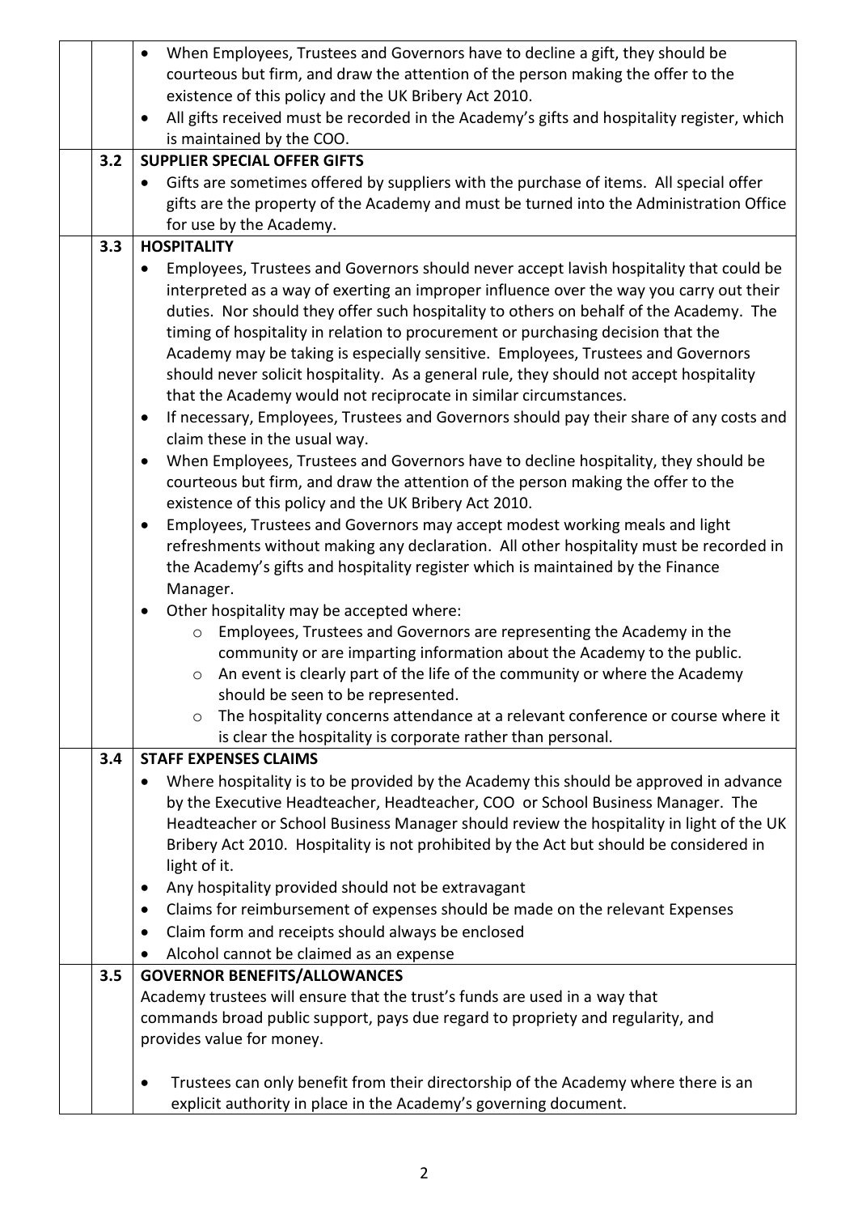- When Employees, Trustees and Governors have to decline a gift, they should be courteous but firm, and draw the attention of the person making the offer to the existence of this policy and the UK Bribery Act 2010.
- All gifts received must be recorded in the Academy's gifts and hospitality register, which is maintained by the COO.

### 3.2 SUPPLIER SPECIAL OFFER GIFTS

- Gifts are sometimes offered by suppliers with the purchase of items. All special offer gifts are the property of the Academy and must be turned into the Administration Office for use by the Academy.

### 3.3 HOSPITALITY

- Employees, Trustees and Governors should never accept lavish hospitality that could be interpreted as a way of exerting an improper influence over the way you carry out their duties. Nor should they offer such hospitality to others on behalf of the Academy. The timing of hospitality in relation to procurement or purchasing decision that the Academy may be taking is especially sensitive. Employees, Trustees and Governors should never solicit hospitality. As a general rule, they should not accept hospitality that the Academy would not reciprocate in similar circumstances.
- If necessary, Employees, Trustees and Governors should pay their share of any costs and claim these in the usual way.
- When Employees, Trustees and Governors have to decline hospitality, they should be courteous but firm, and draw the attention of the person making the offer to the existence of this policy and the UK Bribery Act 2010.
- Employees, Trustees and Governors may accept modest working meals and light refreshments without making any declaration. All other hospitality must be recorded in the Academy's gifts and hospitality register which is maintained by the Finance Manager.
- Other hospitality may be accepted where:
  - Employees, Trustees and Governors are representing the Academy in the community or are imparting information about the Academy to the public.
  - An event is clearly part of the life of the community or where the Academy should be seen to be represented.
  - The hospitality concerns attendance at a relevant conference or course where it is clear the hospitality is corporate rather than personal.

### 3.4 STAFF EXPENSES CLAIMS

- Where hospitality is to be provided by the Academy this should be approved in advance by the Executive Headteacher, Headteacher, COO or School Business Manager. The Headteacher or School Business Manager should review the hospitality in light of the UK Bribery Act 2010. Hospitality is not prohibited by the Act but should be considered in light of it.
- Any hospitality provided should not be extravagant
- Claims for reimbursement of expenses should be made on the relevant Expenses
- Claim form and receipts should always be enclosed
- Alcohol cannot be claimed as an expense

### 3.5 GOVERNOR BENEFITS/ALLOWANCES

Academy trustees will ensure that the trust's funds are used in a way that commands broad public support, pays due regard to propriety and regularity, and provides value for money.

- Trustees can only benefit from their directorship of the Academy where there is an explicit authority in place in the Academy's governing document.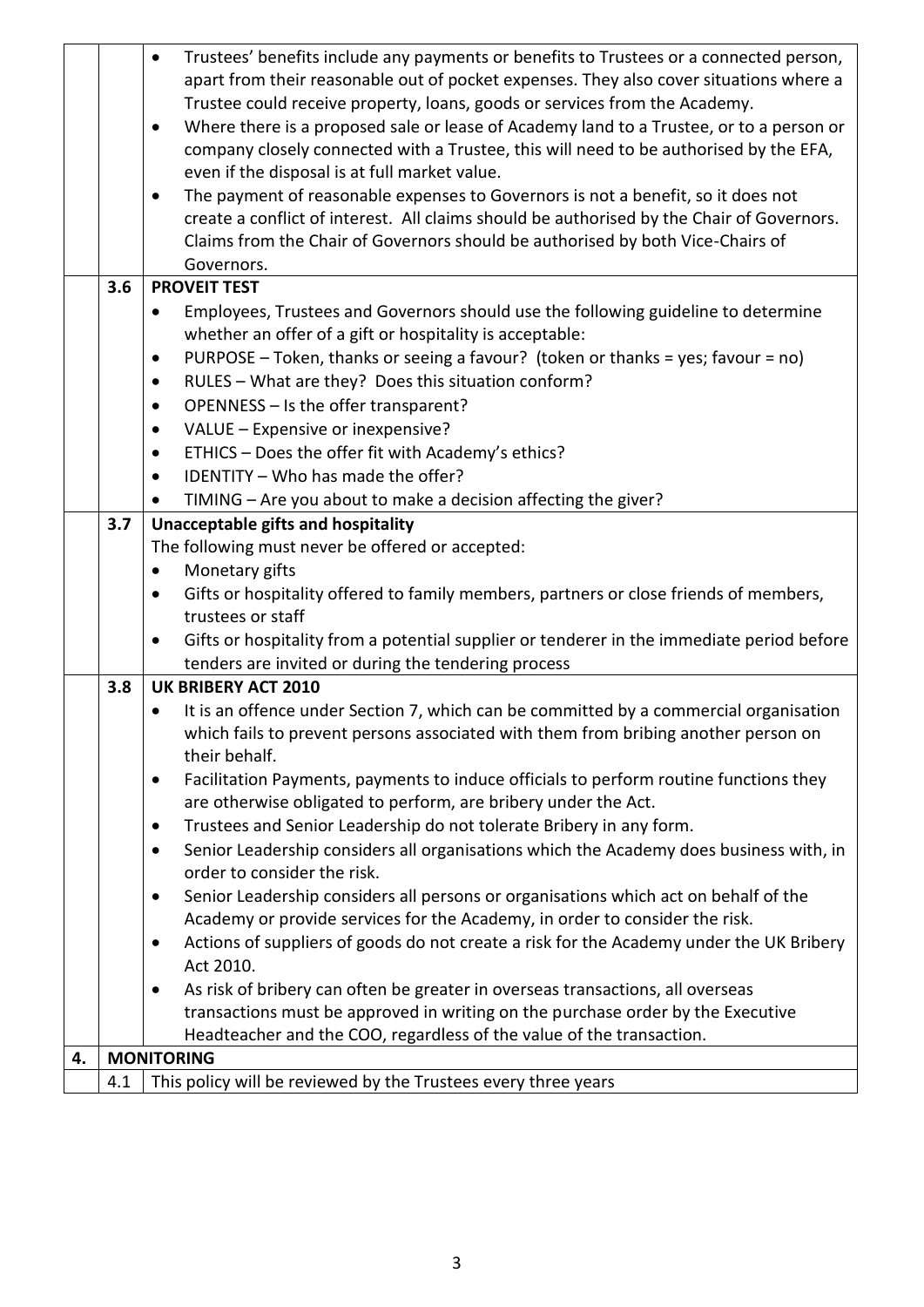| | | |
|---|---|---|
| | | • Trustees' benefits include any payments or benefits to Trustees or a connected person, apart from their reasonable out of pocket expenses. They also cover situations where a Trustee could receive property, loans, goods or services from the Academy.<br>• Where there is a proposed sale or lease of Academy land to a Trustee, or to a person or company closely connected with a Trustee, this will need to be authorised by the EFA, even if the disposal is at full market value.<br>• The payment of reasonable expenses to Governors is not a benefit, so it does not create a conflict of interest. All claims should be authorised by the Chair of Governors. Claims from the Chair of Governors should be authorised by both Vice-Chairs of Governors. |
| | **3.6** | **PROVEIT TEST**<br>• Employees, Trustees and Governors should use the following guideline to determine whether an offer of a gift or hospitality is acceptable:<br>• PURPOSE – Token, thanks or seeing a favour? (token or thanks = yes; favour = no)<br>• RULES – What are they? Does this situation conform?<br>• OPENNESS – Is the offer transparent?<br>• VALUE – Expensive or inexpensive?<br>• ETHICS – Does the offer fit with Academy's ethics?<br>• IDENTITY – Who has made the offer?<br>• TIMING – Are you about to make a decision affecting the giver? |
| | **3.7** | **Unacceptable gifts and hospitality**<br>The following must never be offered or accepted:<br>• Monetary gifts<br>• Gifts or hospitality offered to family members, partners or close friends of members, trustees or staff<br>• Gifts or hospitality from a potential supplier or tenderer in the immediate period before tenders are invited or during the tendering process |
| | **3.8** | **UK BRIBERY ACT 2010**<br>• It is an offence under Section 7, which can be committed by a commercial organisation which fails to prevent persons associated with them from bribing another person on their behalf.<br>• Facilitation Payments, payments to induce officials to perform routine functions they are otherwise obligated to perform, are bribery under the Act.<br>• Trustees and Senior Leadership do not tolerate Bribery in any form.<br>• Senior Leadership considers all organisations which the Academy does business with, in order to consider the risk.<br>• Senior Leadership considers all persons or organisations which act on behalf of the Academy or provide services for the Academy, in order to consider the risk.<br>• Actions of suppliers of goods do not create a risk for the Academy under the UK Bribery Act 2010.<br>• As risk of bribery can often be greater in overseas transactions, all overseas transactions must be approved in writing on the purchase order by the Executive Headteacher and the COO, regardless of the value of the transaction. |
| **4.** | **MONITORING** | |
| | 4.1 | This policy will be reviewed by the Trustees every three years |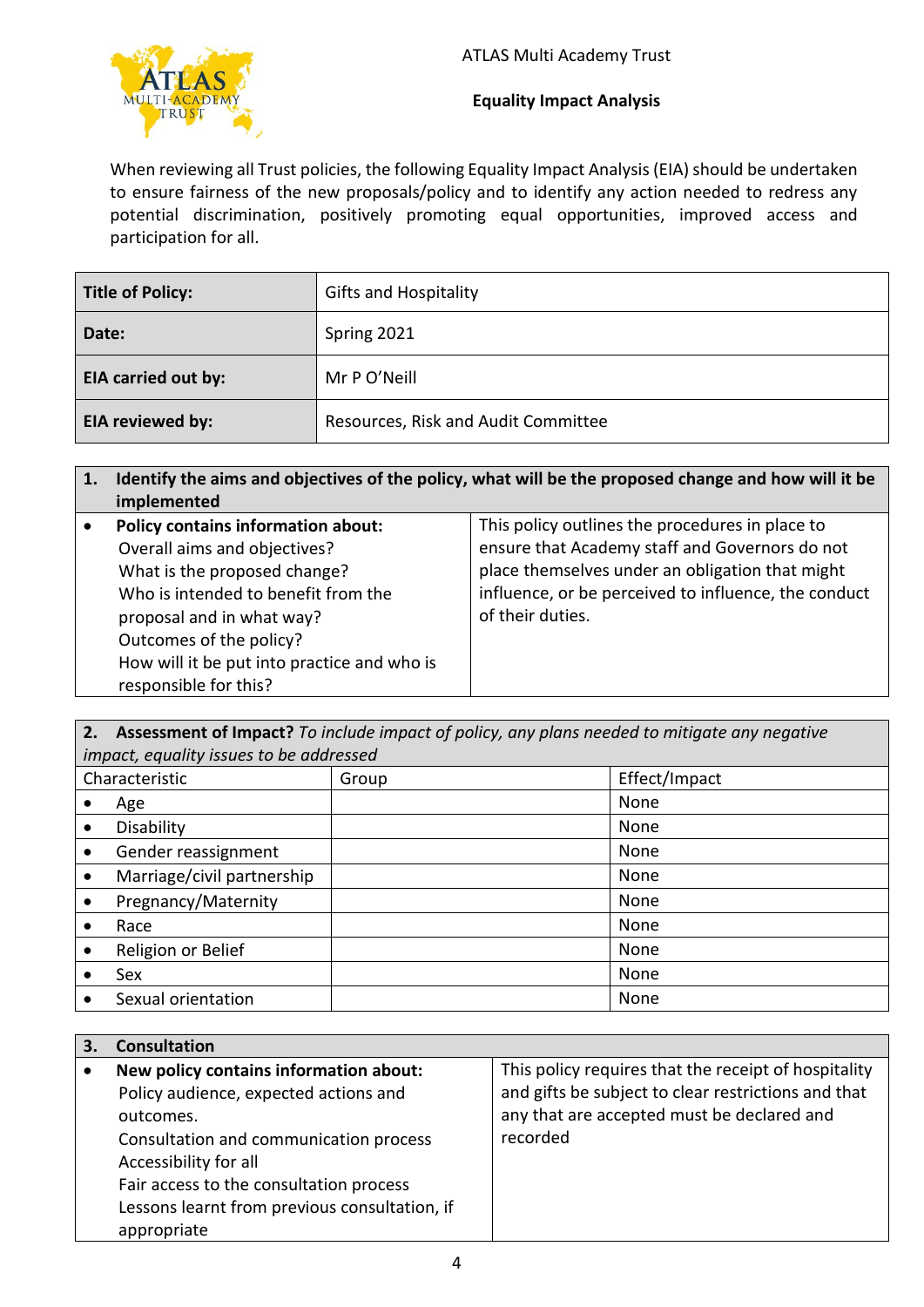ATLAS Multi Academy Trust

## Equality Impact Analysis

When reviewing all Trust policies, the following Equality Impact Analysis (EIA) should be undertaken to ensure fairness of the new proposals/policy and to identify any action needed to redress any potential discrimination, positively promoting equal opportunities, improved access and participation for all.

| **Title of Policy:** | Gifts and Hospitality |
|---|---|
| **Date:** | Spring 2021 |
| **EIA carried out by:** | Mr P O'Neill |
| **EIA reviewed by:** | Resources, Risk and Audit Committee |

| **1. Identify the aims and objectives of the policy, what will be the proposed change and how will it be implemented** | |
|---|---|
| • **Policy contains information about:** Overall aims and objectives? What is the proposed change? Who is intended to benefit from the proposal and in what way? Outcomes of the policy? How will it be put into practice and who is responsible for this? | This policy outlines the procedures in place to ensure that Academy staff and Governors do not place themselves under an obligation that might influence, or be perceived to influence, the conduct of their duties. |

| **2. Assessment of Impact?** *To include impact of policy, any plans needed to mitigate any negative impact, equality issues to be addressed* | | |
|---|---|---|
| Characteristic | Group | Effect/Impact |
| • Age | | None |
| • Disability | | None |
| • Gender reassignment | | None |
| • Marriage/civil partnership | | None |
| • Pregnancy/Maternity | | None |
| • Race | | None |
| • Religion or Belief | | None |
| • Sex | | None |
| • Sexual orientation | | None |

| **3. Consultation** | |
|---|---|
| • **New policy contains information about:** Policy audience, expected actions and outcomes. Consultation and communication process Accessibility for all Fair access to the consultation process Lessons learnt from previous consultation, if appropriate | This policy requires that the receipt of hospitality and gifts be subject to clear restrictions and that any that are accepted must be declared and recorded |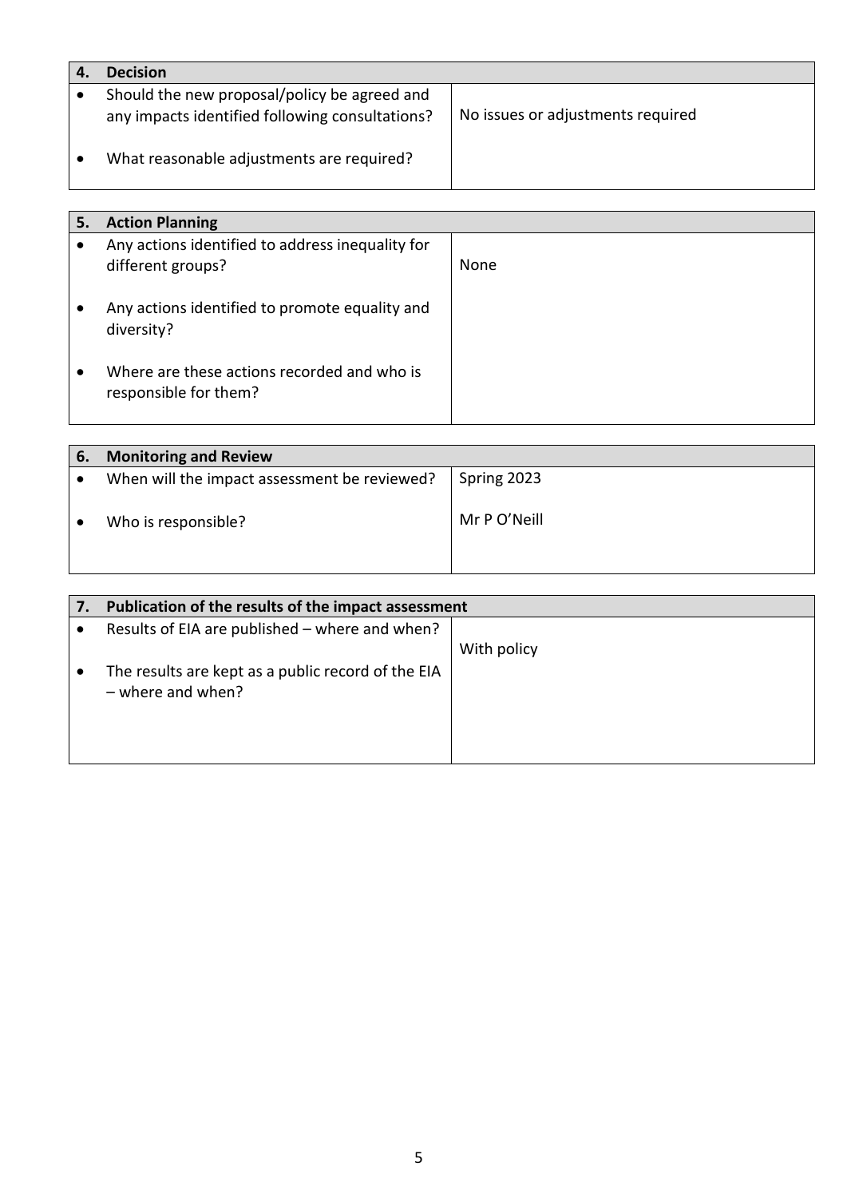| 4. Decision | |
|---|---|
| • Should the new proposal/policy be agreed and any impacts identified following consultations?<br><br>• What reasonable adjustments are required? | No issues or adjustments required |

| 5. Action Planning | |
|---|---|
| • Any actions identified to address inequality for different groups?<br><br>• Any actions identified to promote equality and diversity?<br><br>• Where are these actions recorded and who is responsible for them? | None |

| 6. Monitoring and Review | |
|---|---|
| • When will the impact assessment be reviewed? | Spring 2023 |
| • Who is responsible? | Mr P O'Neill |

| 7. Publication of the results of the impact assessment | |
|---|---|
| • Results of EIA are published – where and when?<br><br>• The results are kept as a public record of the EIA – where and when? | With policy |